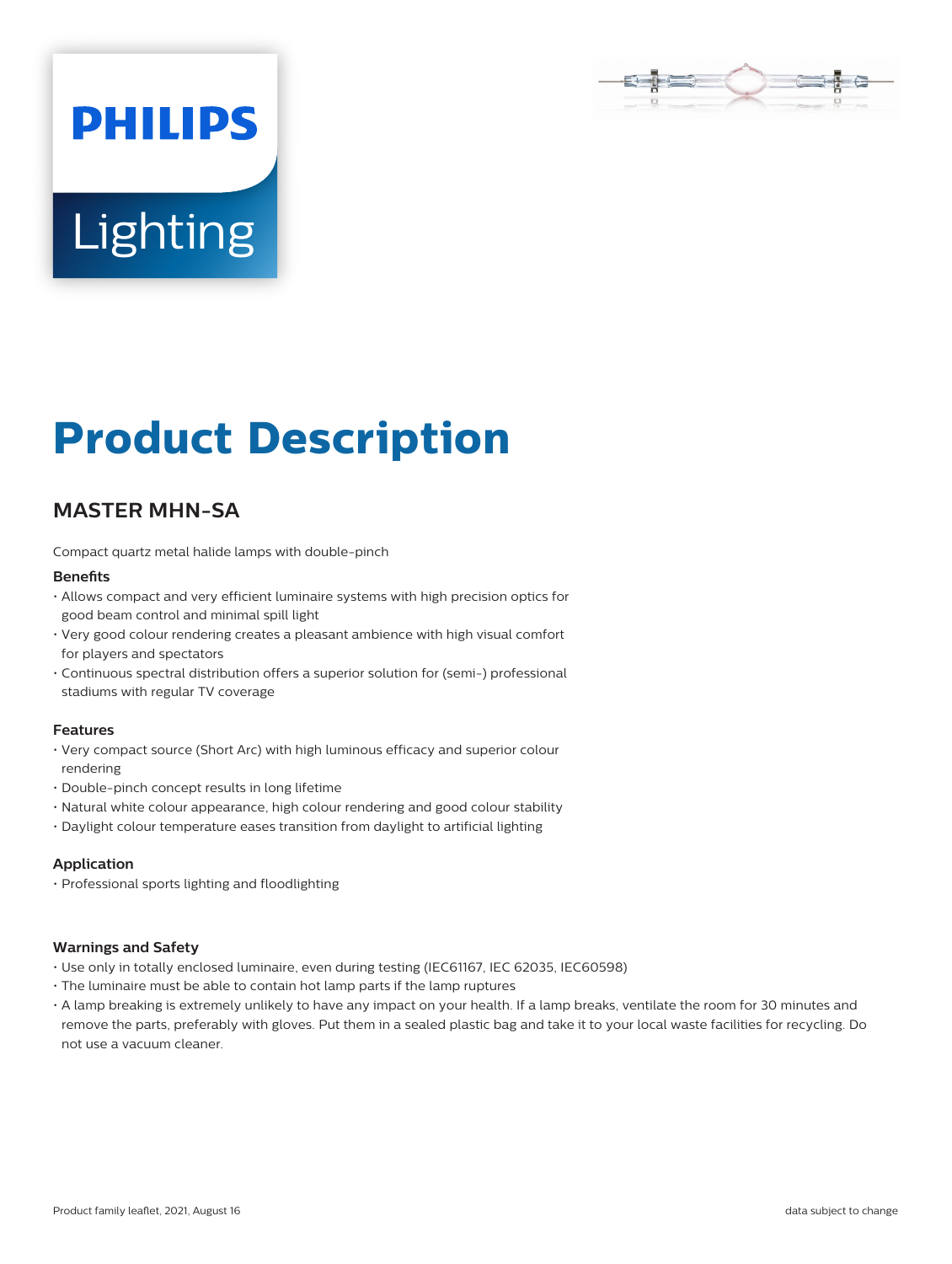PHILIPS

Lighting

# Product Description

## MASTER MHN-SA

Compact quartz metal halide lamps with double-pinch

### Benefits

- Allows compact and very efficient luminaire systems with high precision optics for good beam control and minimal spill light
- Very good colour rendering creates a pleasant ambience with high visual comfort for players and spectators
- Continuous spectral distribution offers a superior solution for (semi-) professional stadiums with regular TV coverage

### Features

- Very compact source (Short Arc) with high luminous efficacy and superior colour rendering
- Double-pinch concept results in long lifetime
- Natural white colour appearance, high colour rendering and good colour stability
- Daylight colour temperature eases transition from daylight to artificial lighting

### Application

- Professional sports lighting and floodlighting

### Warnings and Safety

- Use only in totally enclosed luminaire, even during testing (IEC61167, IEC 62035, IEC60598)
- The luminaire must be able to contain hot lamp parts if the lamp ruptures
- A lamp breaking is extremely unlikely to have any impact on your health. If a lamp breaks, ventilate the room for 30 minutes and remove the parts, preferably with gloves. Put them in a sealed plastic bag and take it to your local waste facilities for recycling. Do not use a vacuum cleaner.

Product family leaflet, 2021, August 16 data subject to change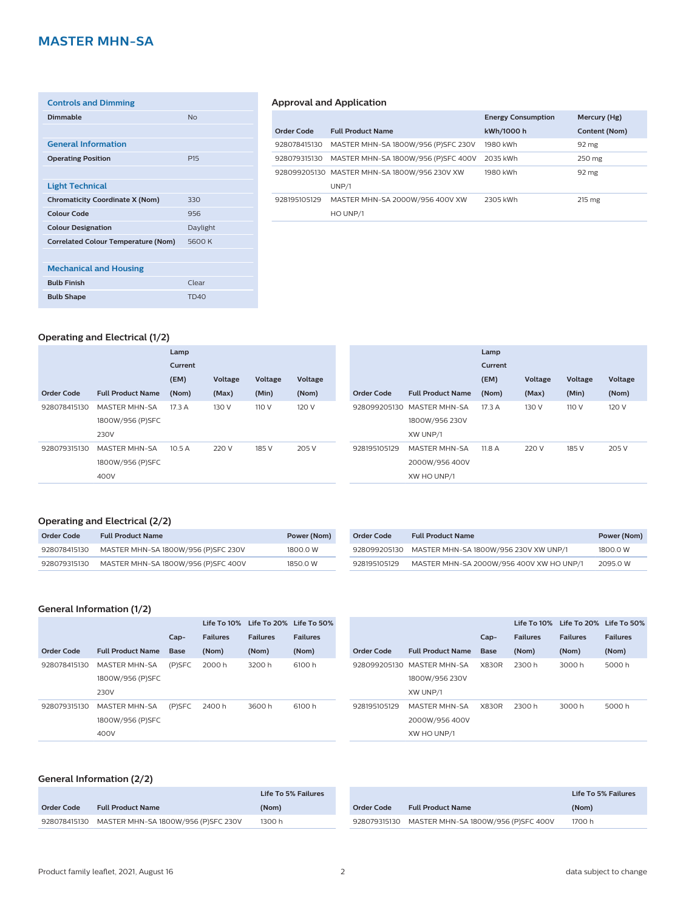# MASTER MHN-SA

| Controls and Dimming | |
|---|---|
| **Dimmable** | No |

| General Information | |
|---|---|
| **Operating Position** | P15 |

| Light Technical | |
|---|---|
| **Chromaticity Coordinate X (Nom)** | 330 |
| **Colour Code** | 956 |
| **Colour Designation** | Daylight |
| **Correlated Colour Temperature (Nom)** | 5600 K |

| Mechanical and Housing | |
|---|---|
| **Bulb Finish** | Clear |
| **Bulb Shape** | TD40 |

## Approval and Application

| Order Code | Full Product Name | Energy Consumption kWh/1000 h | Mercury (Hg) Content (Nom) |
|---|---|---|---|
| 928078415130 | MASTER MHN-SA 1800W/956 (P)SFC 230V | 1980 kWh | 92 mg |
| 928079315130 | MASTER MHN-SA 1800W/956 (P)SFC 400V | 2035 kWh | 250 mg |
| 928099205130 | MASTER MHN-SA 1800W/956 230V XW UNP/1 | 1980 kWh | 92 mg |
| 928195105129 | MASTER MHN-SA 2000W/956 400V XW HO UNP/1 | 2305 kWh | 215 mg |

## Operating and Electrical (1/2)

| Order Code | Full Product Name | Lamp Current (EM) (Nom) | Voltage (Max) | Voltage (Min) | Voltage (Nom) |
|---|---|---|---|---|---|
| 928078415130 | MASTER MHN-SA 1800W/956 (P)SFC 230V | 17.3 A | 130 V | 110 V | 120 V |
| 928079315130 | MASTER MHN-SA 1800W/956 (P)SFC 400V | 10.5 A | 220 V | 185 V | 205 V |
| 928099205130 | MASTER MHN-SA 1800W/956 230V XW UNP/1 | 17.3 A | 130 V | 110 V | 120 V |
| 928195105129 | MASTER MHN-SA 2000W/956 400V XW HO UNP/1 | 11.8 A | 220 V | 185 V | 205 V |

## Operating and Electrical (2/2)

| Order Code | Full Product Name | Power (Nom) |
|---|---|---|
| 928078415130 | MASTER MHN-SA 1800W/956 (P)SFC 230V | 1800.0 W |
| 928079315130 | MASTER MHN-SA 1800W/956 (P)SFC 400V | 1850.0 W |
| 928099205130 | MASTER MHN-SA 1800W/956 230V XW UNP/1 | 1800.0 W |
| 928195105129 | MASTER MHN-SA 2000W/956 400V XW HO UNP/1 | 2095.0 W |

## General Information (1/2)

| Order Code | Full Product Name | Cap-Base | Life To 10% Failures (Nom) | Life To 20% Failures (Nom) | Life To 50% Failures (Nom) |
|---|---|---|---|---|---|
| 928078415130 | MASTER MHN-SA 1800W/956 (P)SFC 230V | (P)SFC | 2000 h | 3200 h | 6100 h |
| 928079315130 | MASTER MHN-SA 1800W/956 (P)SFC 400V | (P)SFC | 2400 h | 3600 h | 6100 h |
| 928099205130 | MASTER MHN-SA 1800W/956 230V XW UNP/1 | X830R | 2300 h | 3000 h | 5000 h |
| 928195105129 | MASTER MHN-SA 2000W/956 400V XW HO UNP/1 | X830R | 2300 h | 3000 h | 5000 h |

## General Information (2/2)

| Order Code | Full Product Name | Life To 5% Failures (Nom) |
|---|---|---|
| 928078415130 | MASTER MHN-SA 1800W/956 (P)SFC 230V | 1300 h |
| 928079315130 | MASTER MHN-SA 1800W/956 (P)SFC 400V | 1700 h |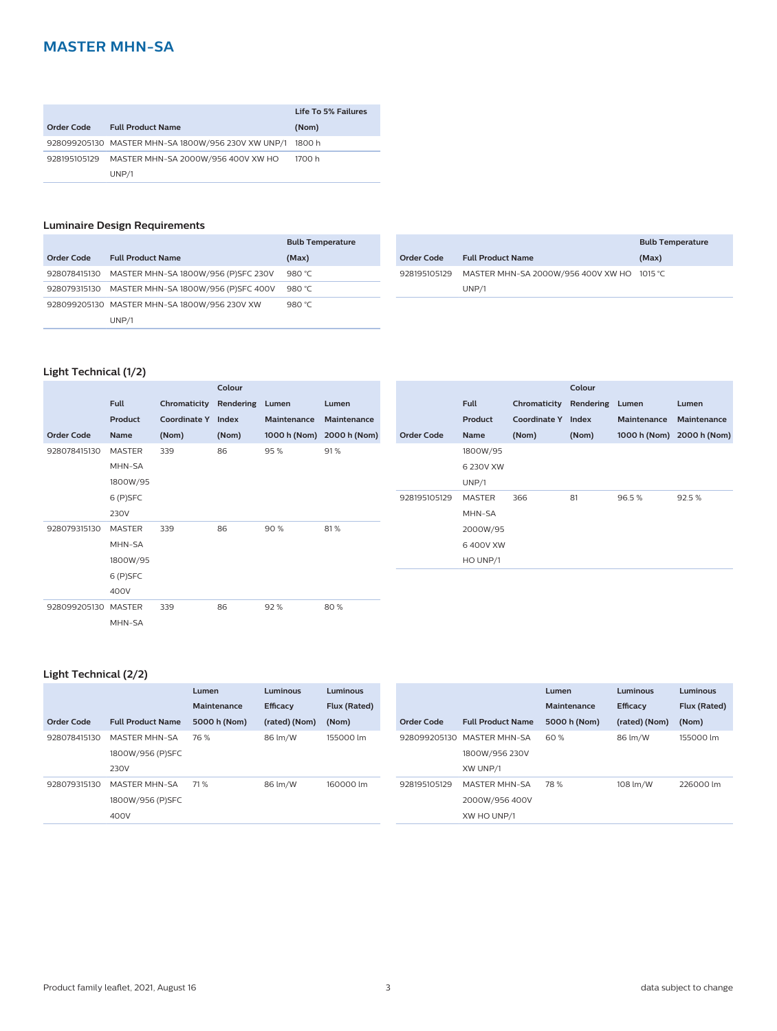## MASTER MHN-SA

| Order Code | Full Product Name | Life To 5% Failures (Nom) |
|---|---|---|
| 928099205130 | MASTER MHN-SA 1800W/956 230V XW UNP/1 | 1800 h |
| 928195105129 | MASTER MHN-SA 2000W/956 400V XW HO UNP/1 | 1700 h |

### Luminaire Design Requirements

| Order Code | Full Product Name | Bulb Temperature (Max) |
|---|---|---|
| 928078415130 | MASTER MHN-SA 1800W/956 (P)SFC 230V | 980 °C |
| 928079315130 | MASTER MHN-SA 1800W/956 (P)SFC 400V | 980 °C |
| 928099205130 | MASTER MHN-SA 1800W/956 230V XW UNP/1 | 980 °C |
| 928195105129 | MASTER MHN-SA 2000W/956 400V XW HO UNP/1 | 1015 °C |

### Light Technical (1/2)

| Order Code | Full Product Name | Chromaticity Coordinate Y (Nom) | Colour Rendering Index (Nom) | Lumen Maintenance 1000 h (Nom) | Lumen Maintenance 2000 h (Nom) |
|---|---|---|---|---|---|
| 928078415130 | MASTER MHN-SA 1800W/956 (P)SFC 230V | 339 | 86 | 95 % | 91 % |
| 928079315130 | MASTER MHN-SA 1800W/956 (P)SFC 400V | 339 | 86 | 90 % | 81 % |
| 928099205130 | MASTER MHN-SA 1800W/956 230V XW UNP/1 | 339 | 86 | 92 % | 80 % |
| 928195105129 | MASTER MHN-SA 2000W/956 400V XW HO UNP/1 | 366 | 81 | 96.5 % | 92.5 % |

### Light Technical (2/2)

| Order Code | Full Product Name | Lumen Maintenance 5000 h (Nom) | Luminous Efficacy (rated) (Nom) | Luminous Flux (Rated) (Nom) |
|---|---|---|---|---|
| 928078415130 | MASTER MHN-SA 1800W/956 (P)SFC 230V | 76 % | 86 lm/W | 155000 lm |
| 928079315130 | MASTER MHN-SA 1800W/956 (P)SFC 400V | 71 % | 86 lm/W | 160000 lm |
| 928099205130 | MASTER MHN-SA 1800W/956 230V XW UNP/1 | 60 % | 86 lm/W | 155000 lm |
| 928195105129 | MASTER MHN-SA 2000W/956 400V XW HO UNP/1 | 78 % | 108 lm/W | 226000 lm |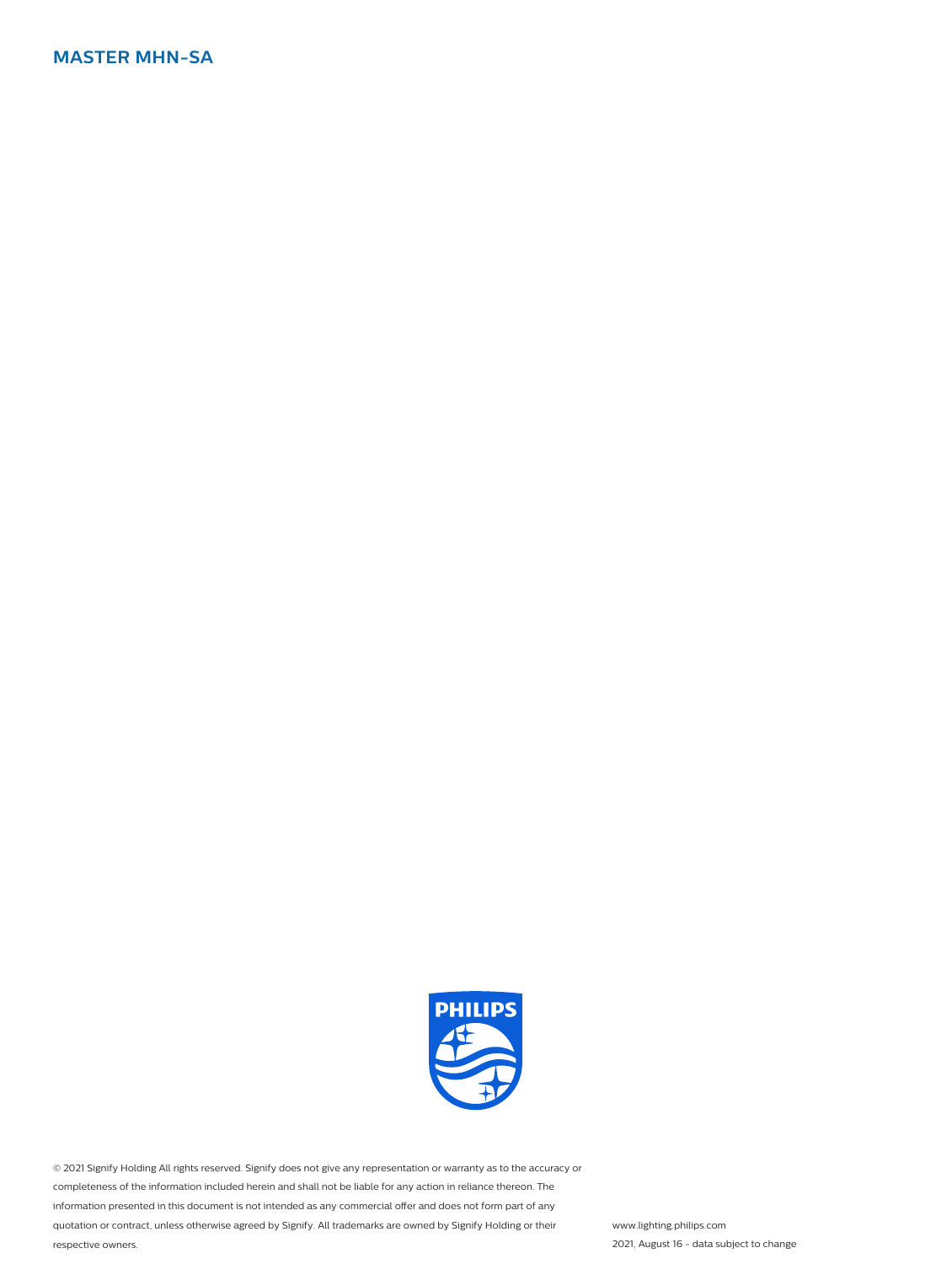© 2021 Signify Holding All rights reserved. Signify does not give any representation or warranty as to the accuracy or completeness of the information included herein and shall not be liable for any action in reliance thereon. The information presented in this document is not intended as any commercial offer and does not form part of any quotation or contract, unless otherwise agreed by Signify. All trademarks are owned by Signify Holding or their respective owners.

www.lighting.philips.com

2021, August 16 - data subject to change